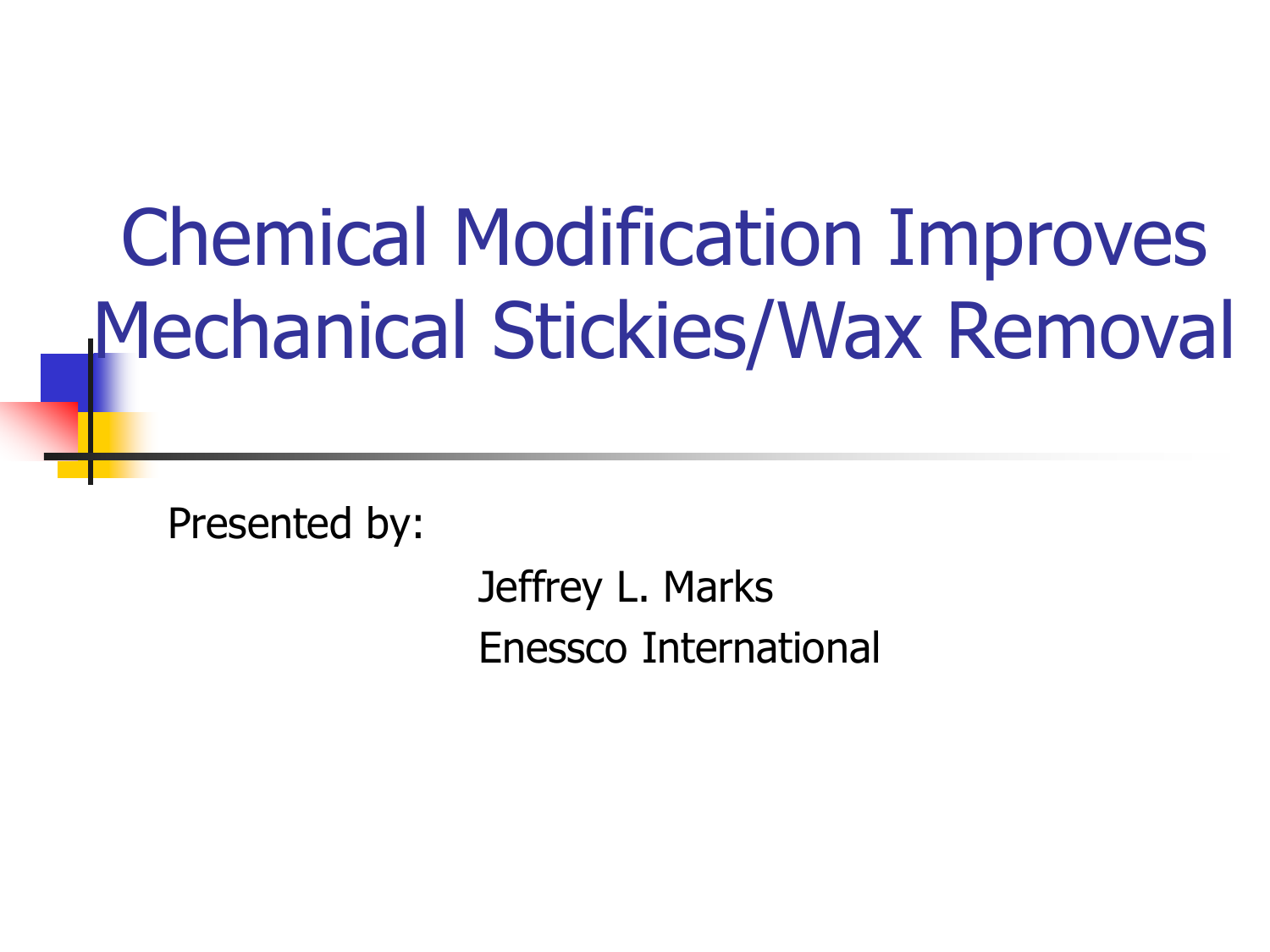# Chemical Modification Improves Mechanical Stickies/Wax Removal

Presented by:

Jeffrey L. Marks

Enessco International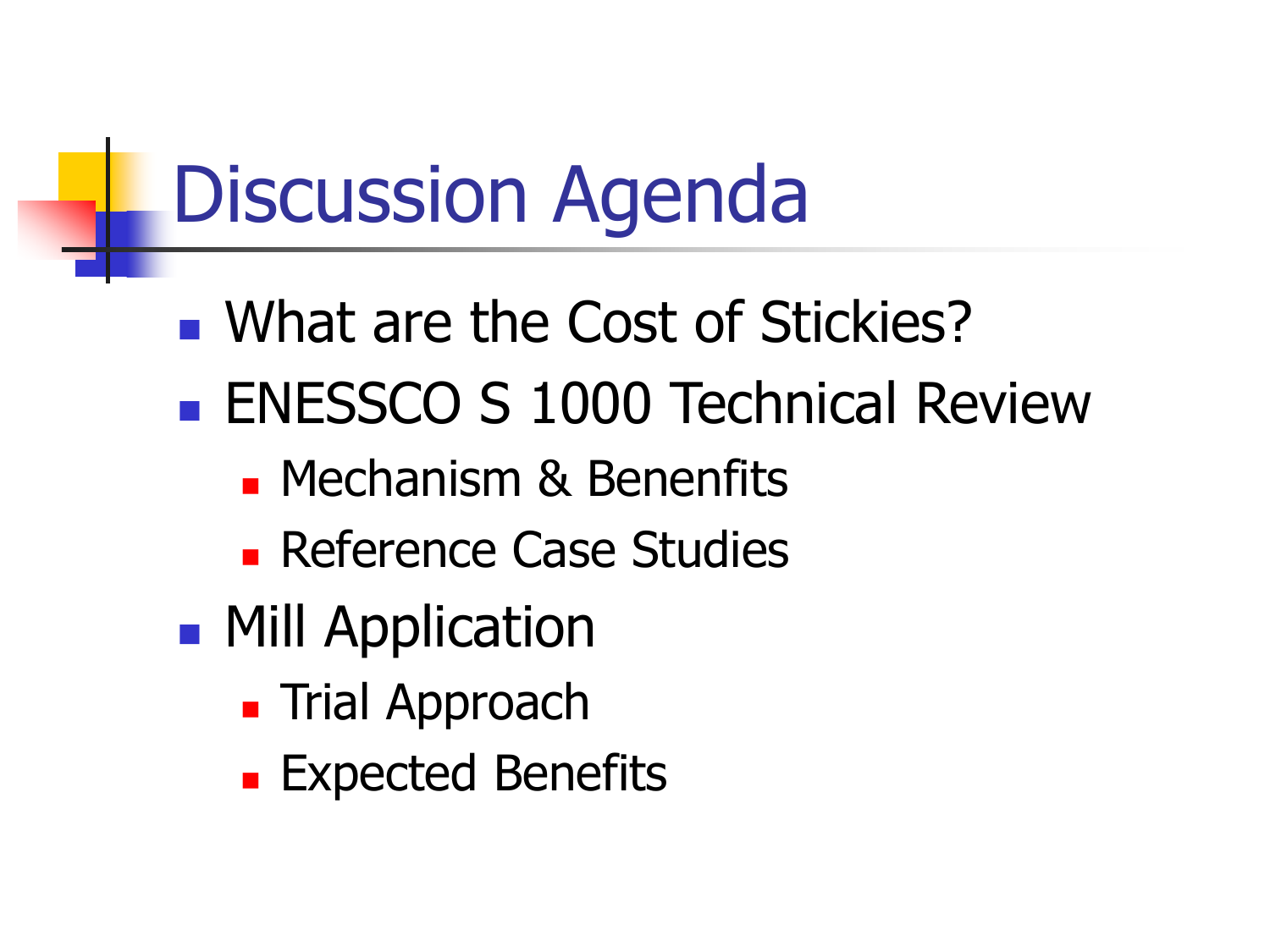# Discussion Agenda

- What are the Cost of Stickies?
- ENESSCO S 1000 Technical Review
  - Mechanism & Benenfits
  - Reference Case Studies
- Mill Application
  - Trial Approach
  - Expected Benefits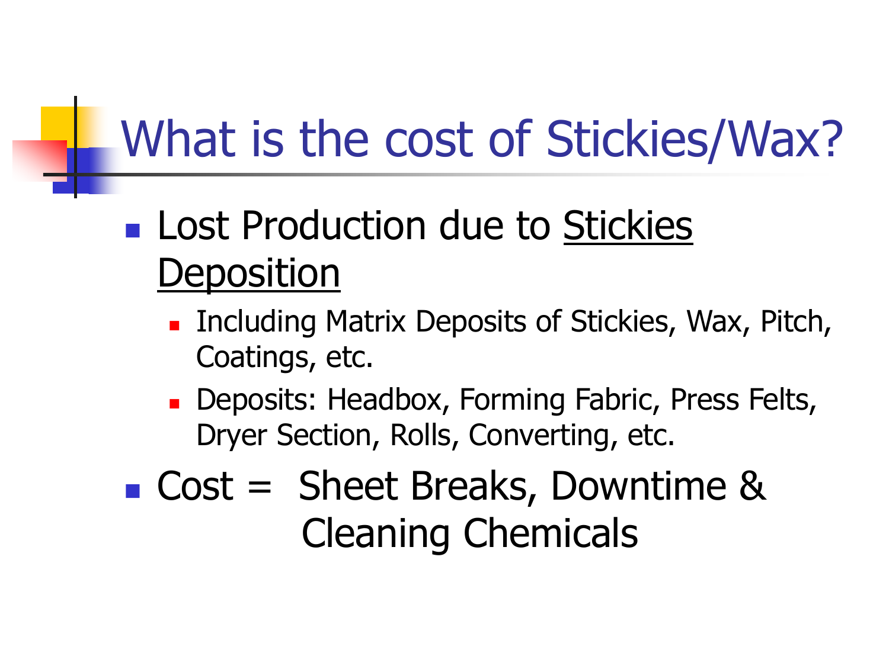# What is the cost of Stickies/Wax?

- Lost Production due to <u>Stickies Deposition</u>
  - Including Matrix Deposits of Stickies, Wax, Pitch, Coatings, etc.
  - Deposits: Headbox, Forming Fabric, Press Felts, Dryer Section, Rolls, Converting, etc.
- Cost = Sheet Breaks, Downtime & Cleaning Chemicals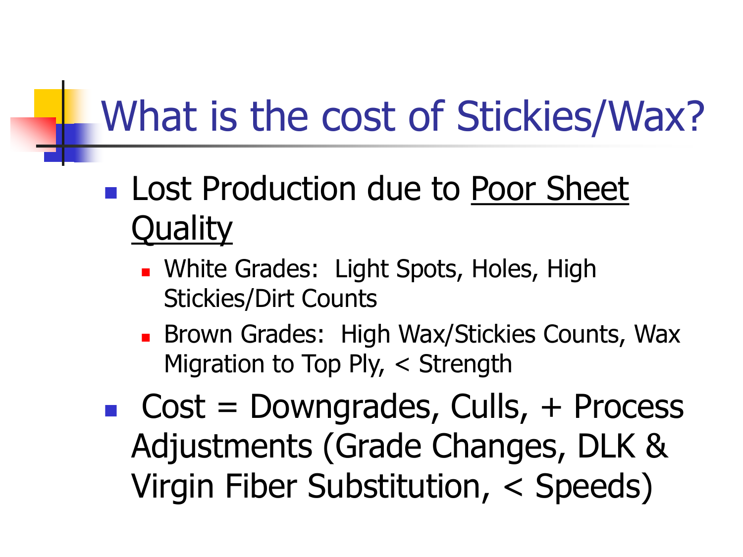# What is the cost of Stickies/Wax?

- Lost Production due to <u>Poor Sheet Quality</u>
  - White Grades: Light Spots, Holes, High Stickies/Dirt Counts
  - Brown Grades: High Wax/Stickies Counts, Wax Migration to Top Ply, < Strength
- Cost = Downgrades, Culls, + Process Adjustments (Grade Changes, DLK & Virgin Fiber Substitution, < Speeds)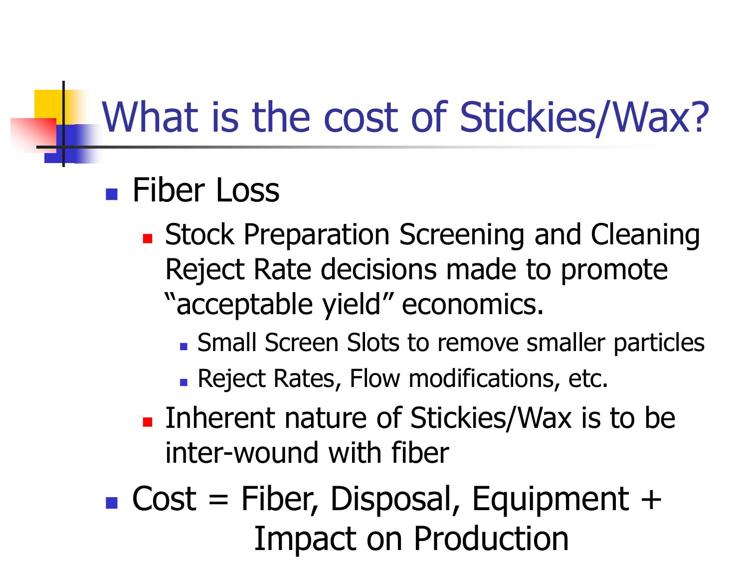# What is the cost of Stickies/Wax?

- Fiber Loss
  - Stock Preparation Screening and Cleaning Reject Rate decisions made to promote "acceptable yield" economics.
    - Small Screen Slots to remove smaller particles
    - Reject Rates, Flow modifications, etc.
  - Inherent nature of Stickies/Wax is to be inter-wound with fiber
- Cost = Fiber, Disposal, Equipment + Impact on Production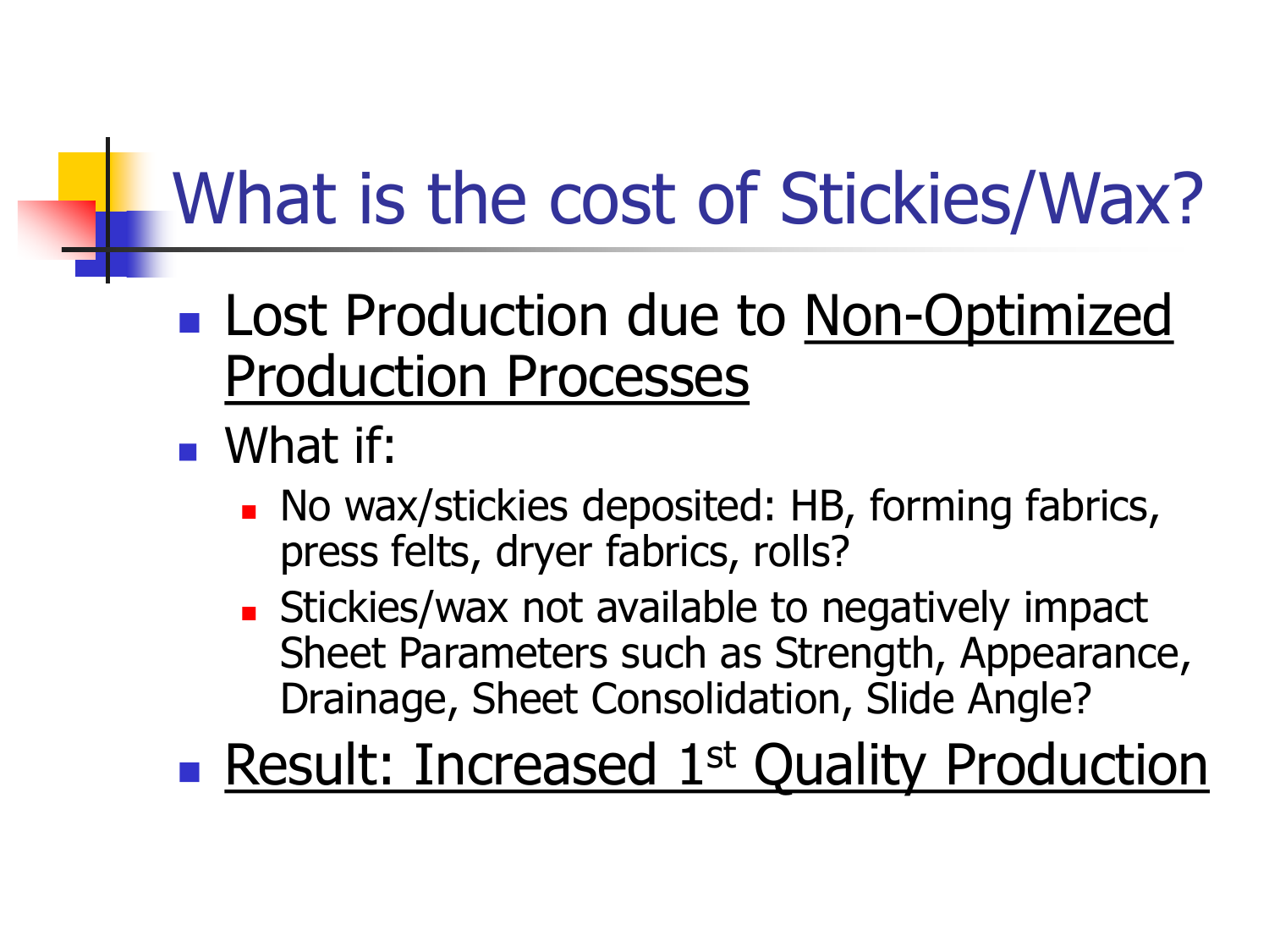# What is the cost of Stickies/Wax?

- Lost Production due to <u>Non-Optimized Production Processes</u>
- What if:
  - No wax/stickies deposited: HB, forming fabrics, press felts, dryer fabrics, rolls?
  - Stickies/wax not available to negatively impact Sheet Parameters such as Strength, Appearance, Drainage, Sheet Consolidation, Slide Angle?
- <u>Result: Increased 1st Quality Production</u>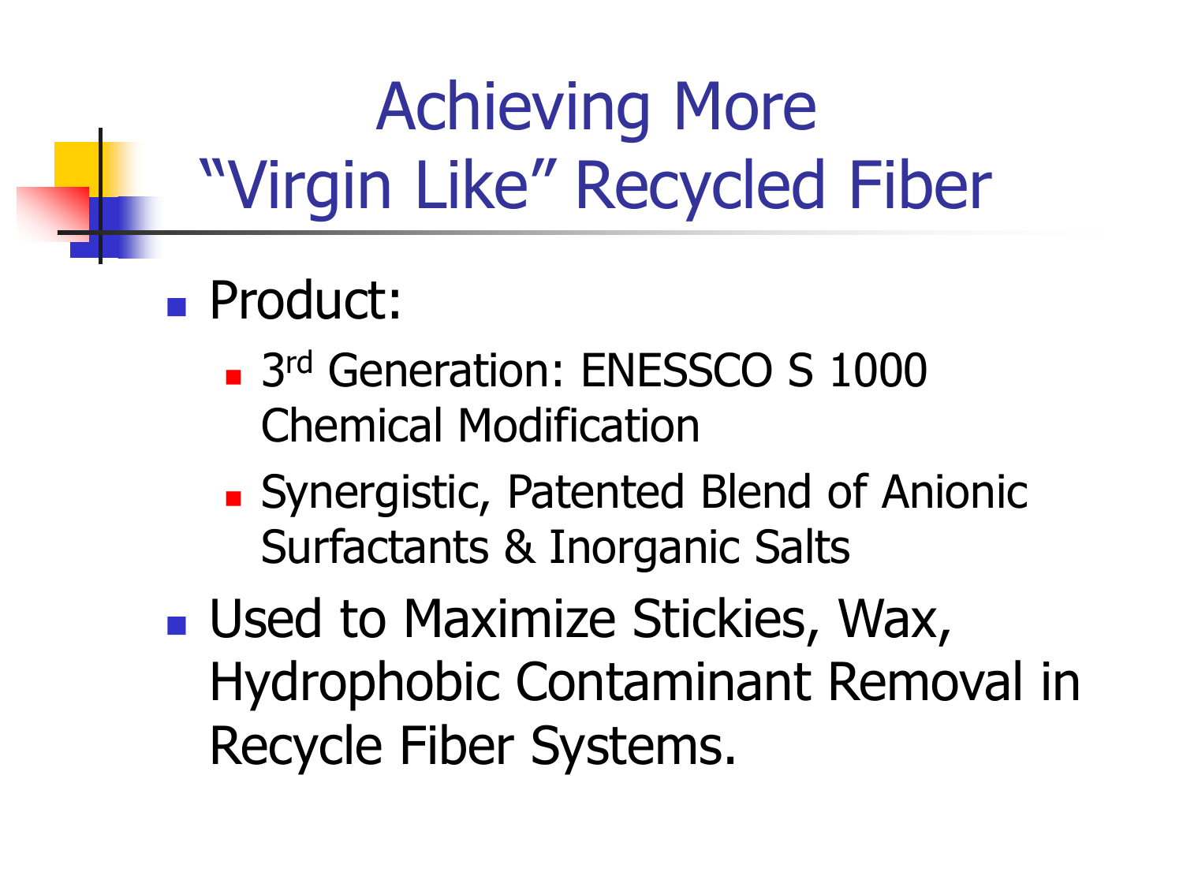# Achieving More "Virgin Like" Recycled Fiber

- Product:
  - 3rd Generation: ENESSCO S 1000 Chemical Modification
  - Synergistic, Patented Blend of Anionic Surfactants & Inorganic Salts
- Used to Maximize Stickies, Wax, Hydrophobic Contaminant Removal in Recycle Fiber Systems.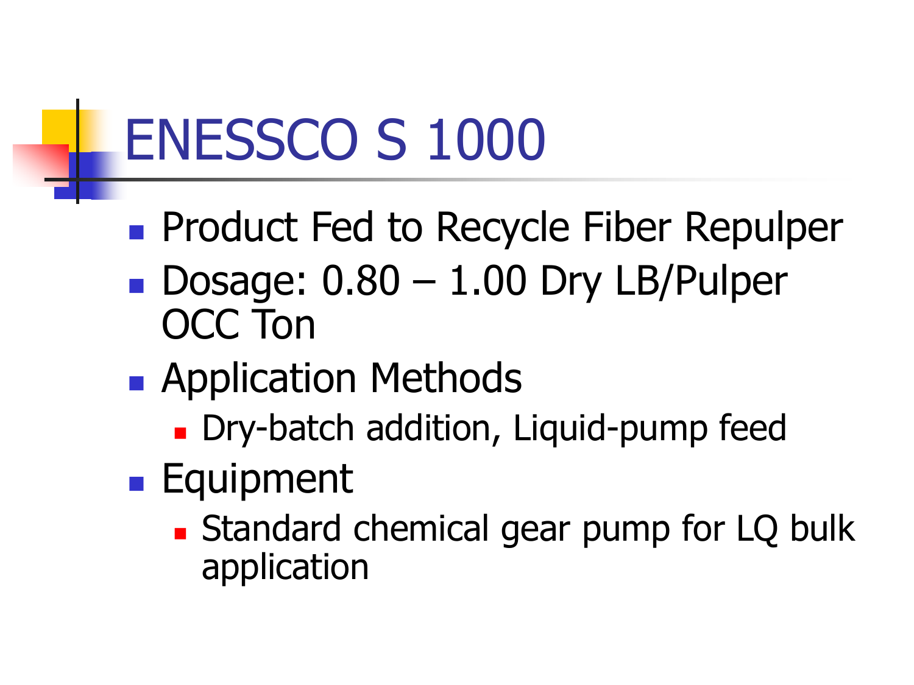# ENESSCO S 1000

- Product Fed to Recycle Fiber Repulper
- Dosage: 0.80 – 1.00 Dry LB/Pulper OCC Ton
- Application Methods
  - Dry-batch addition, Liquid-pump feed
- Equipment
  - Standard chemical gear pump for LQ bulk application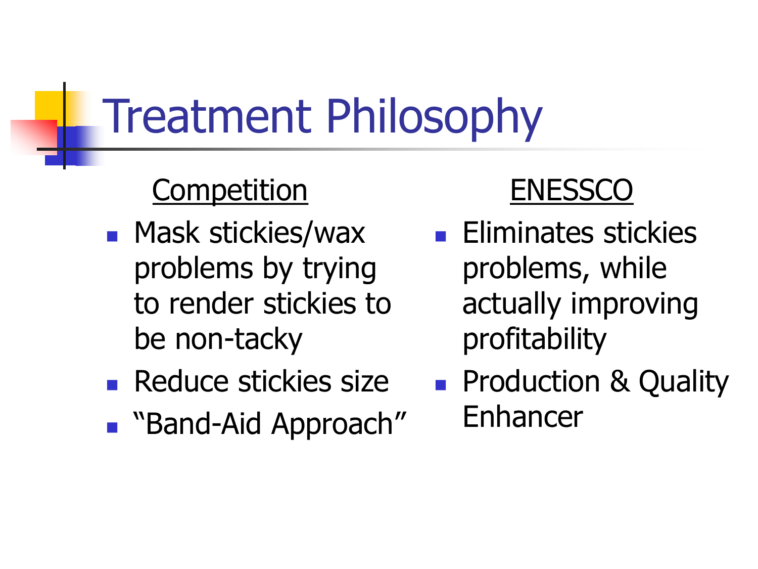# Treatment Philosophy

## Competition

- Mask stickies/wax problems by trying to render stickies to be non-tacky
- Reduce stickies size
- "Band-Aid Approach"

## ENESSCO

- Eliminates stickies problems, while actually improving profitability
- Production & Quality Enhancer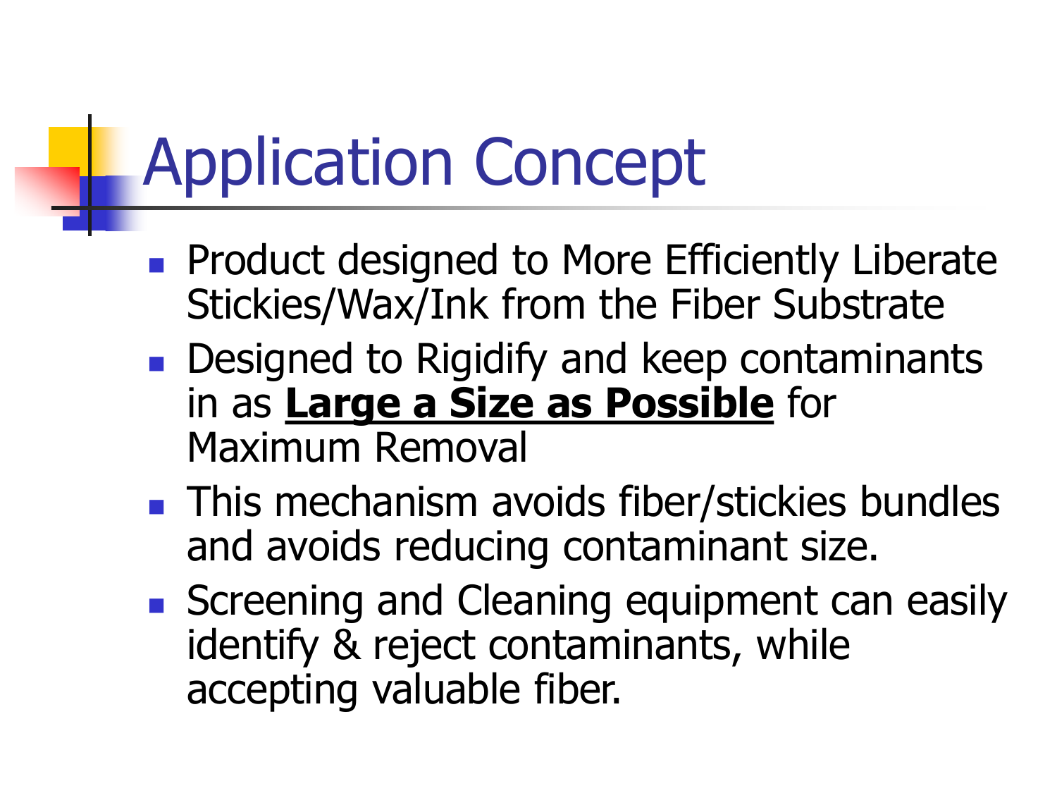# Application Concept

- Product designed to More Efficiently Liberate Stickies/Wax/Ink from the Fiber Substrate
- Designed to Rigidify and keep contaminants in as **Large a Size as Possible** for Maximum Removal
- This mechanism avoids fiber/stickies bundles and avoids reducing contaminant size.
- Screening and Cleaning equipment can easily identify & reject contaminants, while accepting valuable fiber.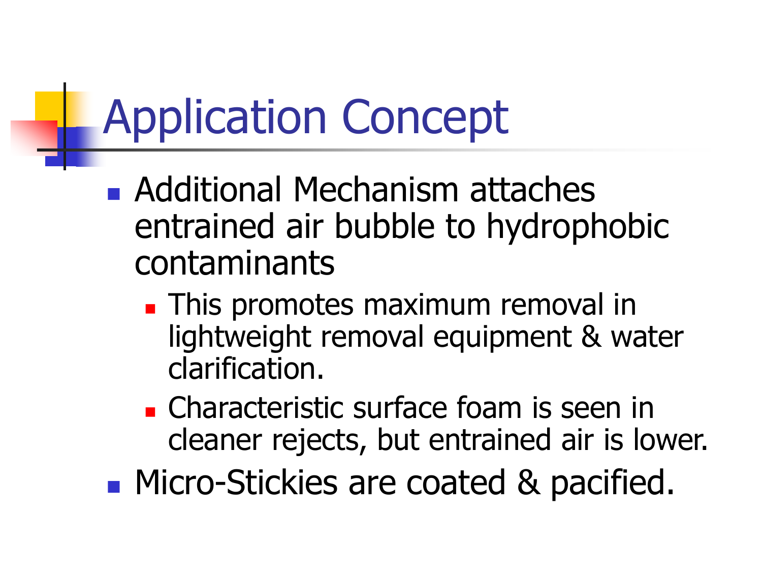# Application Concept

- Additional Mechanism attaches entrained air bubble to hydrophobic contaminants
  - This promotes maximum removal in lightweight removal equipment & water clarification.
  - Characteristic surface foam is seen in cleaner rejects, but entrained air is lower.
- Micro-Stickies are coated & pacified.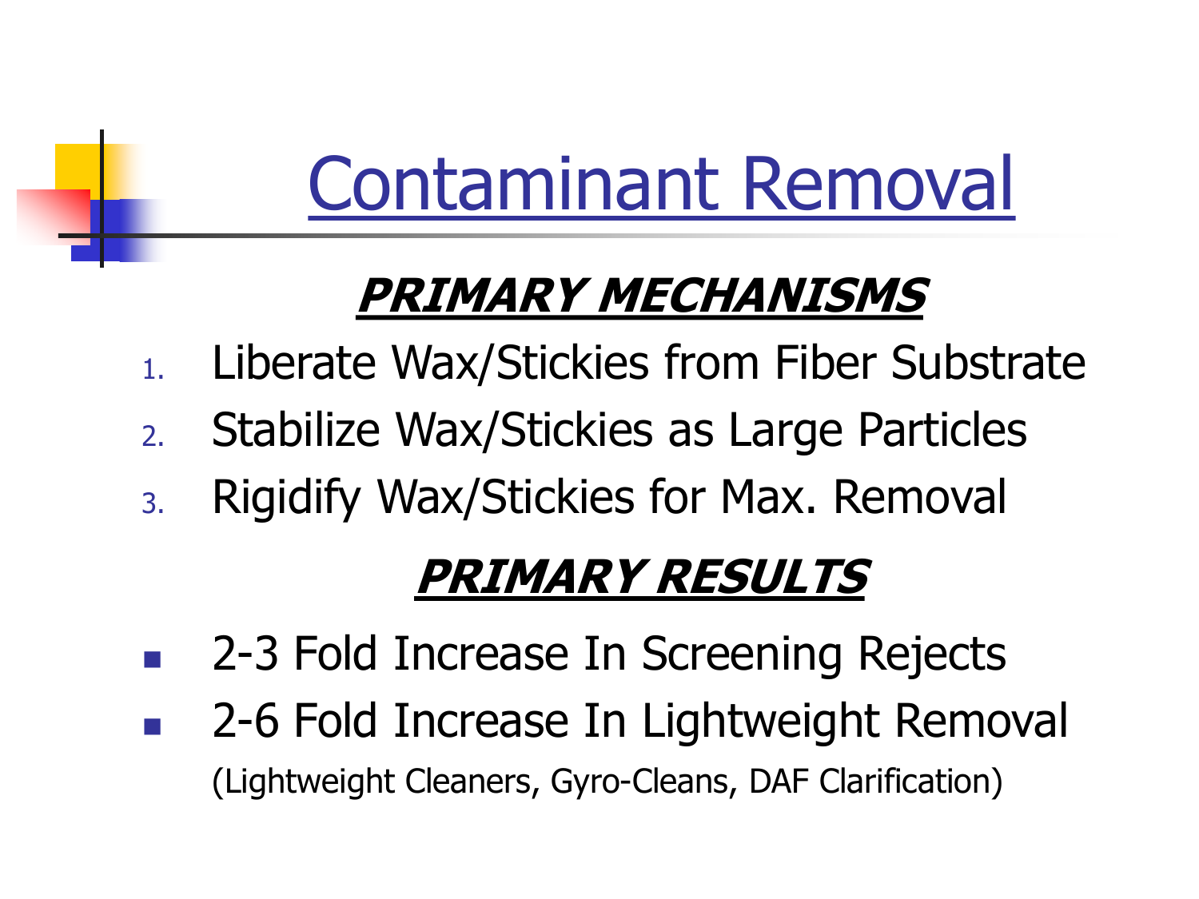# Contaminant Removal

## ***PRIMARY MECHANISMS***

1. Liberate Wax/Stickies from Fiber Substrate
2. Stabilize Wax/Stickies as Large Particles
3. Rigidify Wax/Stickies for Max. Removal

## ***PRIMARY RESULTS***

- 2-3 Fold Increase In Screening Rejects
- 2-6 Fold Increase In Lightweight Removal (Lightweight Cleaners, Gyro-Cleans, DAF Clarification)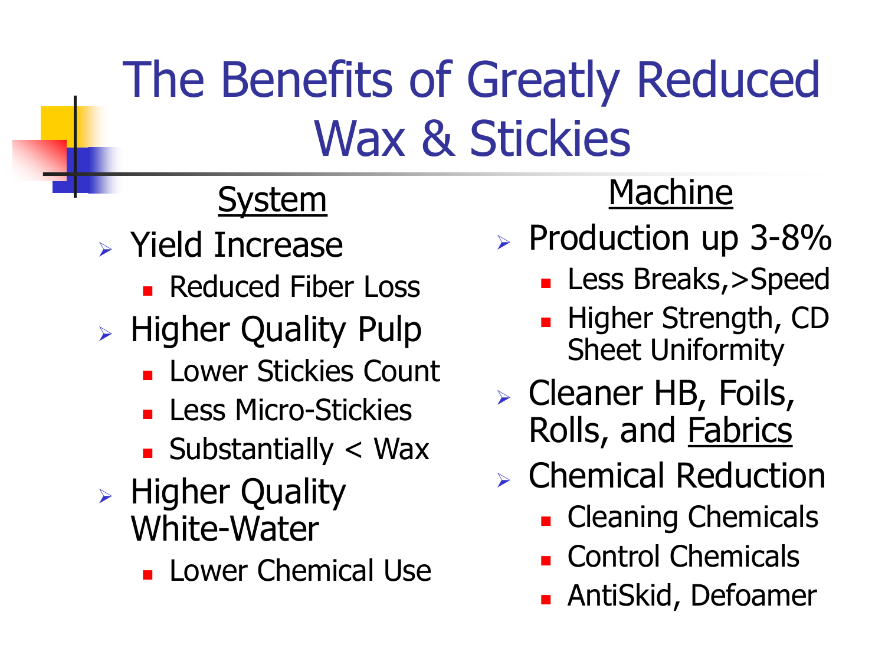# The Benefits of Greatly Reduced Wax & Stickies

## System

- Yield Increase
  - Reduced Fiber Loss
- Higher Quality Pulp
  - Lower Stickies Count
  - Less Micro-Stickies
  - Substantially < Wax
- Higher Quality White-Water
  - Lower Chemical Use

## Machine

- Production up 3-8%
  - Less Breaks,>Speed
  - Higher Strength, CD Sheet Uniformity
- Cleaner HB, Foils, Rolls, and <u>Fabrics</u>
- Chemical Reduction
  - Cleaning Chemicals
  - Control Chemicals
  - AntiSkid, Defoamer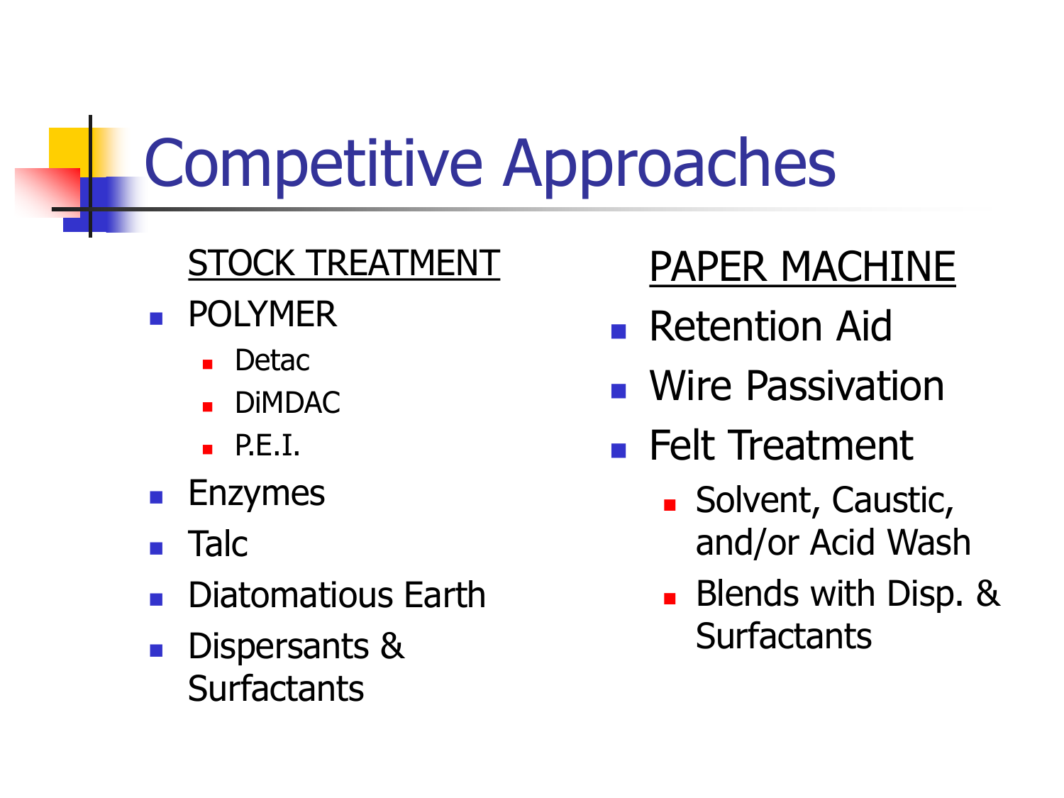# Competitive Approaches

**STOCK TREATMENT**

- POLYMER
  - Detac
  - DiMDAC
  - P.E.I.
- Enzymes
- Talc
- Diatomatious Earth
- Dispersants & Surfactants

**PAPER MACHINE**

- Retention Aid
- Wire Passivation
- Felt Treatment
  - Solvent, Caustic, and/or Acid Wash
  - Blends with Disp. & Surfactants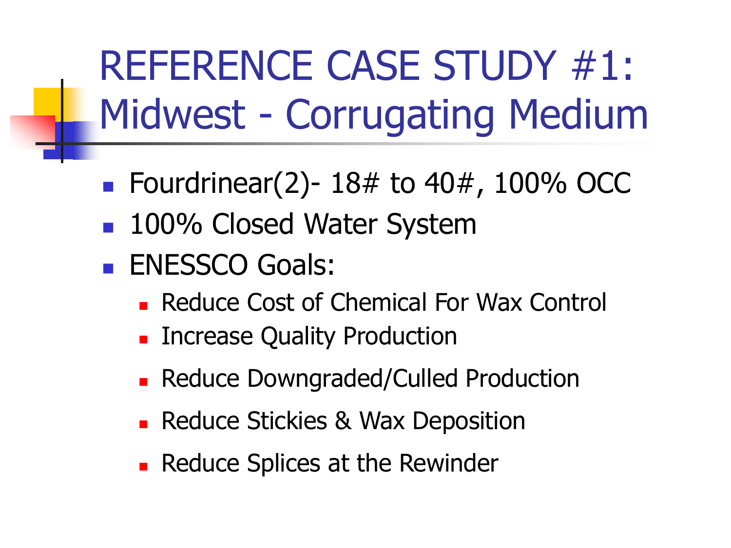# REFERENCE CASE STUDY #1: Midwest - Corrugating Medium

- Fourdrinear(2)- 18# to 40#, 100% OCC
- 100% Closed Water System
- ENESSCO Goals:
  - Reduce Cost of Chemical For Wax Control
  - Increase Quality Production
  - Reduce Downgraded/Culled Production
  - Reduce Stickies & Wax Deposition
  - Reduce Splices at the Rewinder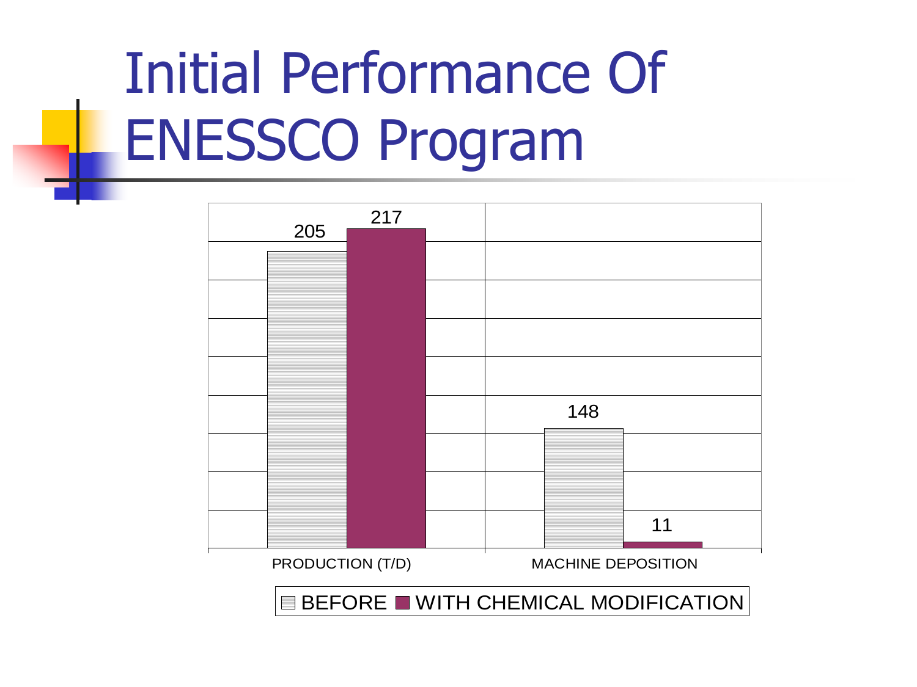# Initial Performance Of ENESSCO Program

| | BEFORE | WITH CHEMICAL MODIFICATION |
|---|---|---|
| PRODUCTION (T/D) | 205 | 217 |
| MACHINE DEPOSITION | 148 | 11 |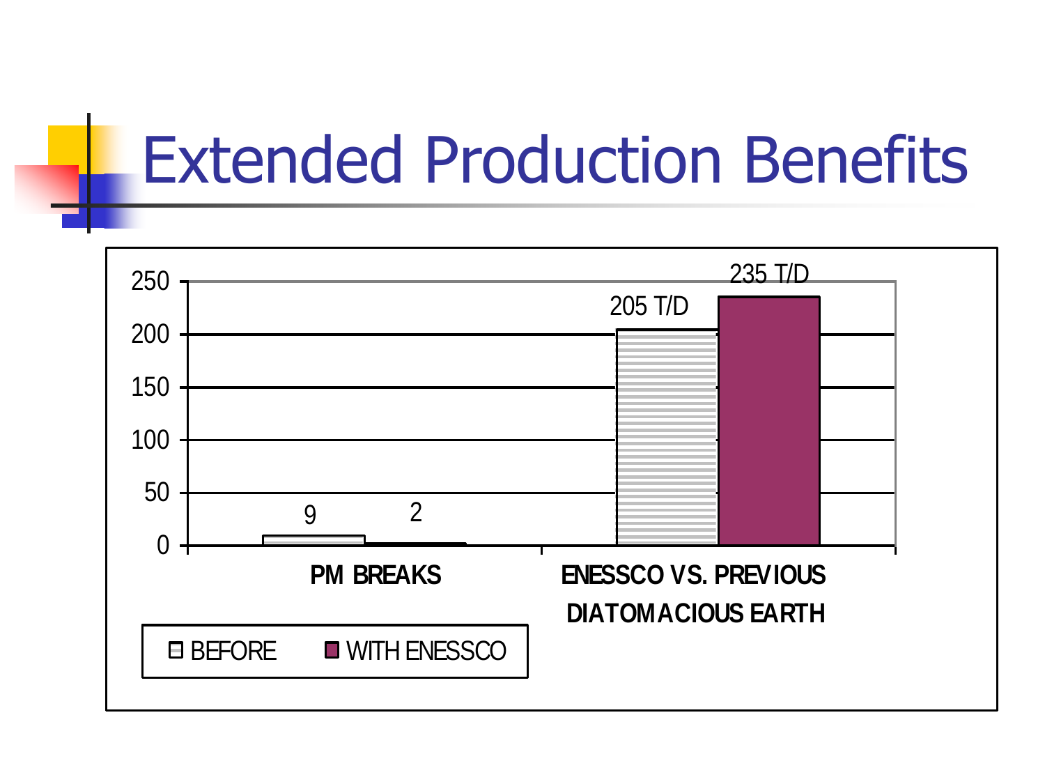# Extended Production Benefits

| | BEFORE | WITH ENESSCO |
|---|---|---|
| PM BREAKS | 9 | 2 |
| ENESSCO VS. PREVIOUS DIATOMACIOUS EARTH | 205 T/D | 235 T/D |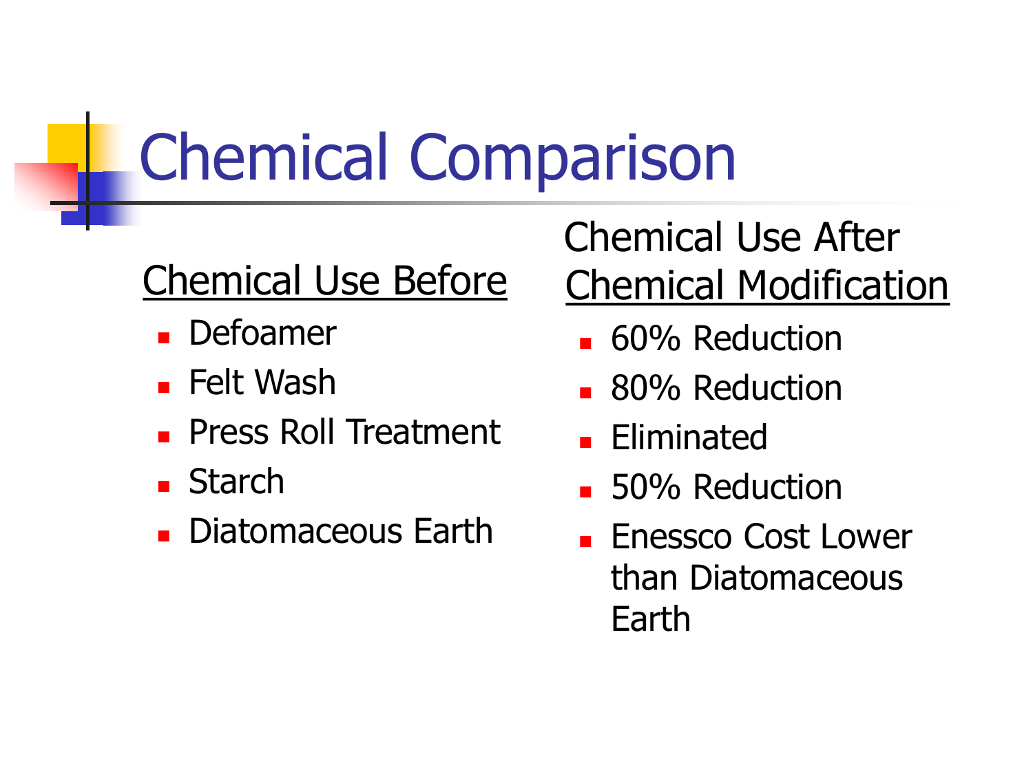# Chemical Comparison

<u>Chemical Use Before</u>

- Defoamer
- Felt Wash
- Press Roll Treatment
- Starch
- Diatomaceous Earth

Chemical Use After <u>Chemical Modification</u>

- 60% Reduction
- 80% Reduction
- Eliminated
- 50% Reduction
- Enessco Cost Lower than Diatomaceous Earth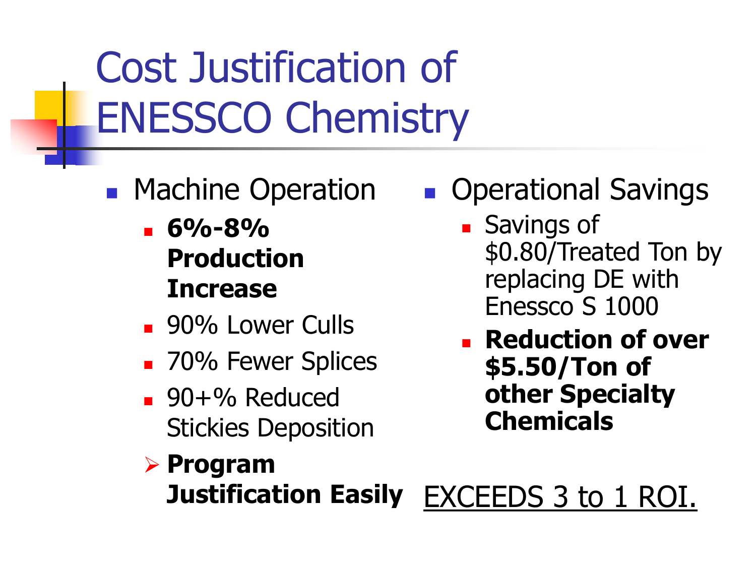# Cost Justification of ENESSCO Chemistry

- Machine Operation
  - **6%-8% Production Increase**
  - 90% Lower Culls
  - 70% Fewer Splices
  - 90+% Reduced Stickies Deposition
- Operational Savings
  - Savings of \$0.80/Treated Ton by replacing DE with Enessco S 1000
  - **Reduction of over \$5.50/Ton of other Specialty Chemicals**

➢ **Program Justification Easily** EXCEEDS 3 to 1 ROI.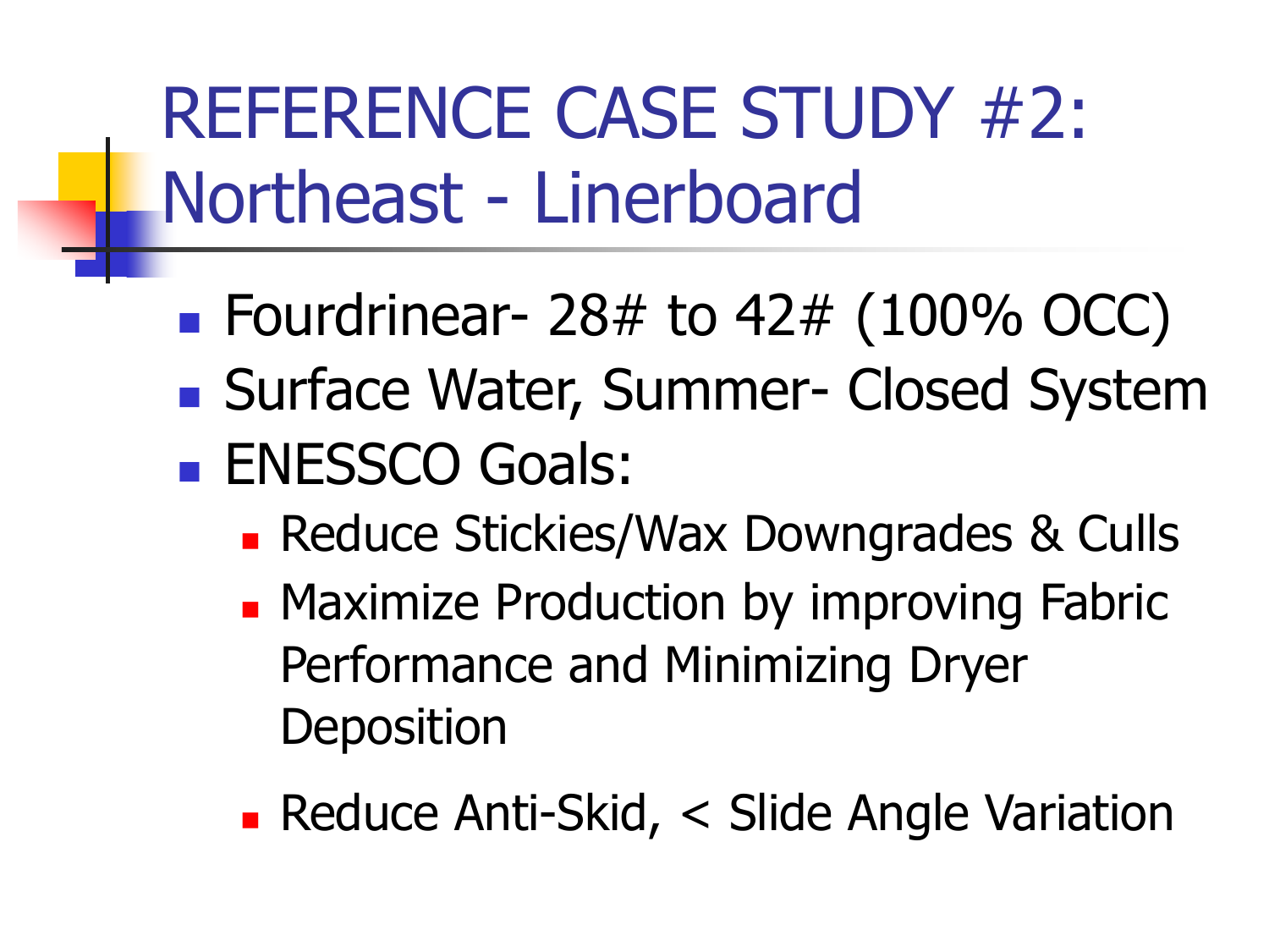# REFERENCE CASE STUDY #2: Northeast - Linerboard

- Fourdrinear- 28# to 42# (100% OCC)
- Surface Water, Summer- Closed System
- ENESSCO Goals:
  - Reduce Stickies/Wax Downgrades & Culls
  - Maximize Production by improving Fabric Performance and Minimizing Dryer Deposition
  - Reduce Anti-Skid, < Slide Angle Variation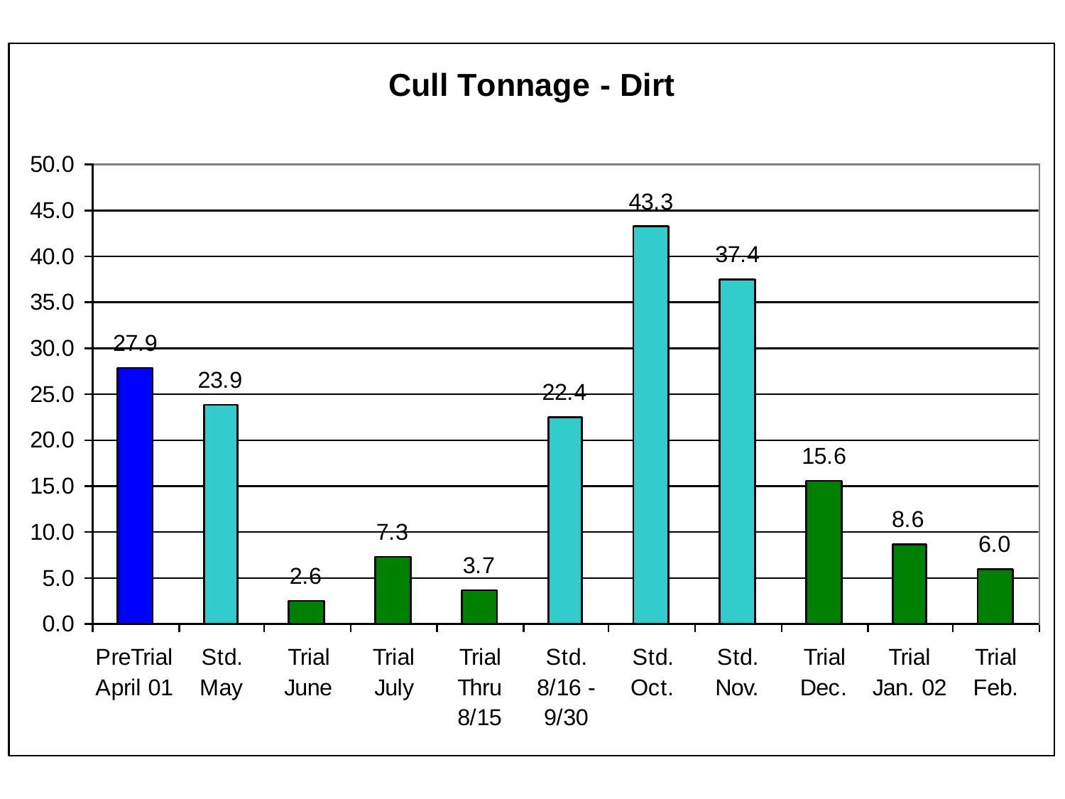# Cull Tonnage - Dirt

| Period | Cull Tonnage |
|---|---|
| PreTrial April 01 | 27.9 |
| Std. May | 23.9 |
| Trial June | 2.6 |
| Trial July | 7.3 |
| Trial Thru 8/15 | 3.7 |
| Std. 8/16 - 9/30 | 22.4 |
| Std. Oct. | 43.3 |
| Std. Nov. | 37.4 |
| Trial Dec. | 15.6 |
| Trial Jan. 02 | 8.6 |
| Trial Feb. | 6.0 |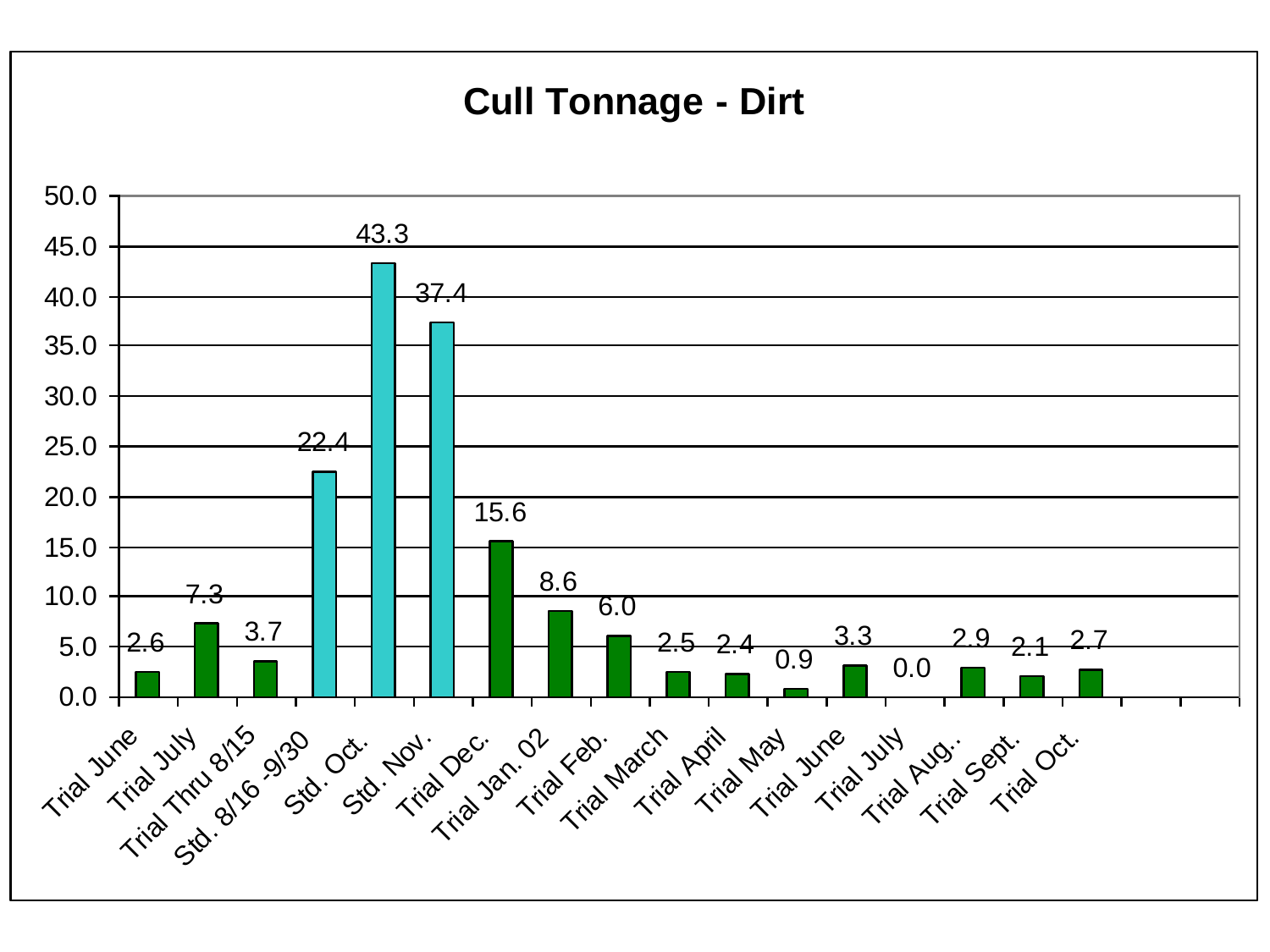# Cull Tonnage - Dirt

| Period | Cull Tonnage |
|---|---|
| Trial June | 2.6 |
| Trial July | 7.3 |
| Trial Thru 8/15 | 3.7 |
| Std. 8/16 -9/30 | 22.4 |
| Std. Oct. | 43.3 |
| Std. Nov. | 37.4 |
| Trial Dec. | 15.6 |
| Trial Jan. 02 | 8.6 |
| Trial Feb. | 6.0 |
| Trial March | 2.5 |
| Trial April | 2.4 |
| Trial May | 0.9 |
| Trial June | 3.3 |
| Trial July | 0.0 |
| Trial Aug.. | 2.9 |
| Trial Sept. | 2.1 |
| Trial Oct. | 2.7 |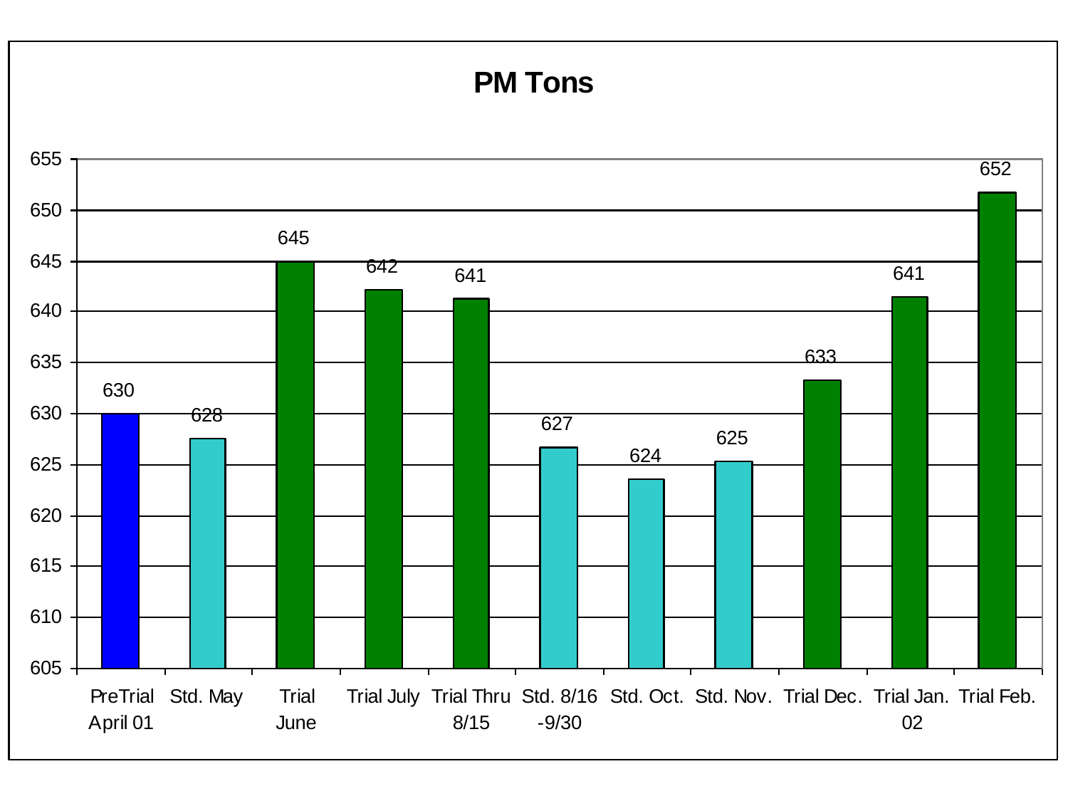# PM Tons

| Period | PM Tons |
|---|---|
| PreTrial April 01 | 630 |
| Std. May | 628 |
| Trial June | 645 |
| Trial July | 642 |
| Trial Thru 8/15 | 641 |
| Std. 8/16 -9/30 | 627 |
| Std. Oct. | 624 |
| Std. Nov. | 625 |
| Trial Dec. | 633 |
| Trial Jan. 02 | 641 |
| Trial Feb. | 652 |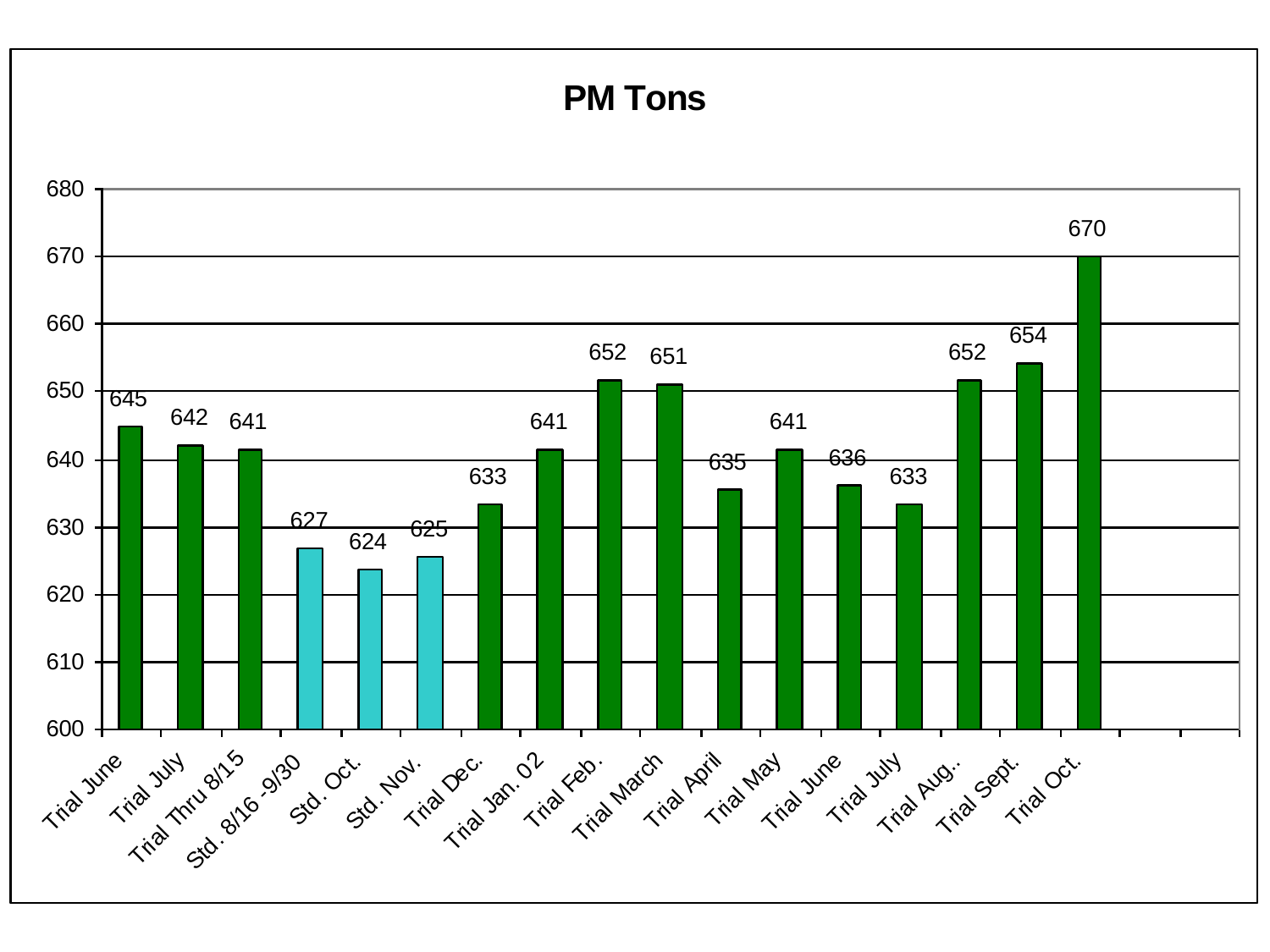# PM Tons

| Period | PM Tons |
|---|---|
| Trial June | 645 |
| Trial July | 642 |
| Trial Thru 8/15 | 641 |
| Std. 8/16 -9/30 | 627 |
| Std. Oct. | 624 |
| Std. Nov. | 625 |
| Trial Dec. | 633 |
| Trial Jan. 02 | 641 |
| Trial Feb. | 652 |
| Trial March | 651 |
| Trial April | 635 |
| Trial May | 641 |
| Trial June | 636 |
| Trial July | 633 |
| Trial Aug.. | 652 |
| Trial Sept. | 654 |
| Trial Oct. | 670 |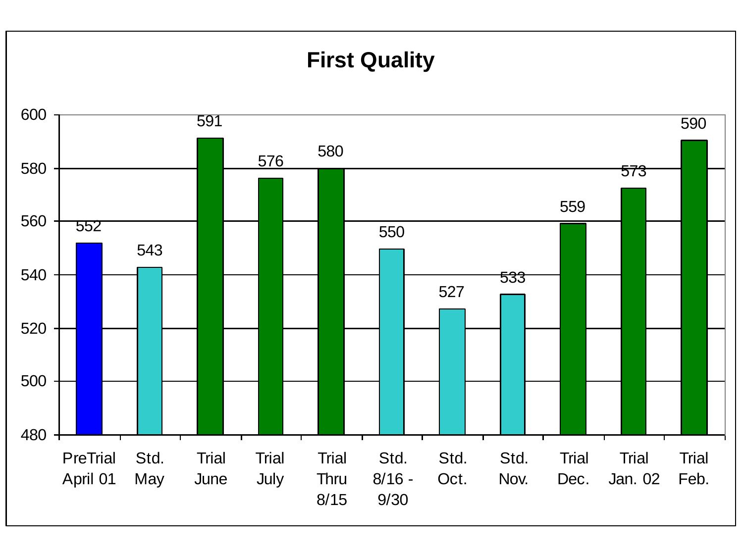## First Quality

| Period | First Quality |
|---|---|
| PreTrial April 01 | 552 |
| Std. May | 543 |
| Trial June | 591 |
| Trial July | 576 |
| Trial Thru 8/15 | 580 |
| Std. 8/16 - 9/30 | 550 |
| Std. Oct. | 527 |
| Std. Nov. | 533 |
| Trial Dec. | 559 |
| Trial Jan. 02 | 573 |
| Trial Feb. | 590 |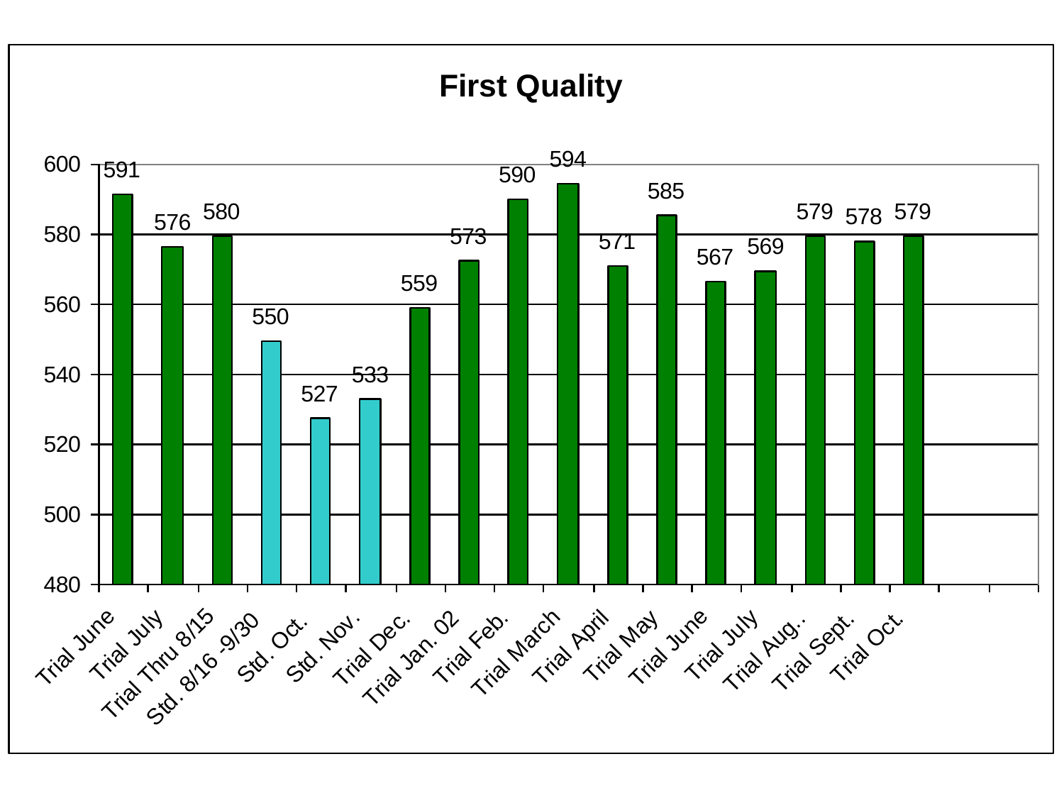# First Quality

| Period | First Quality |
| --- | --- |
| Trial June | 591 |
| Trial July | 576 |
| Trial Thru 8/15 | 580 |
| Std. 8/16 -9/30 | 550 |
| Std. Oct. | 527 |
| Std. Nov. | 533 |
| Trial Dec. | 559 |
| Trial Jan. 02 | 573 |
| Trial Feb. | 590 |
| Trial March | 594 |
| Trial April | 571 |
| Trial May | 585 |
| Trial June | 567 |
| Trial July | 569 |
| Trial Aug.. | 579 |
| Trial Sept. | 578 |
| Trial Oct. | 579 |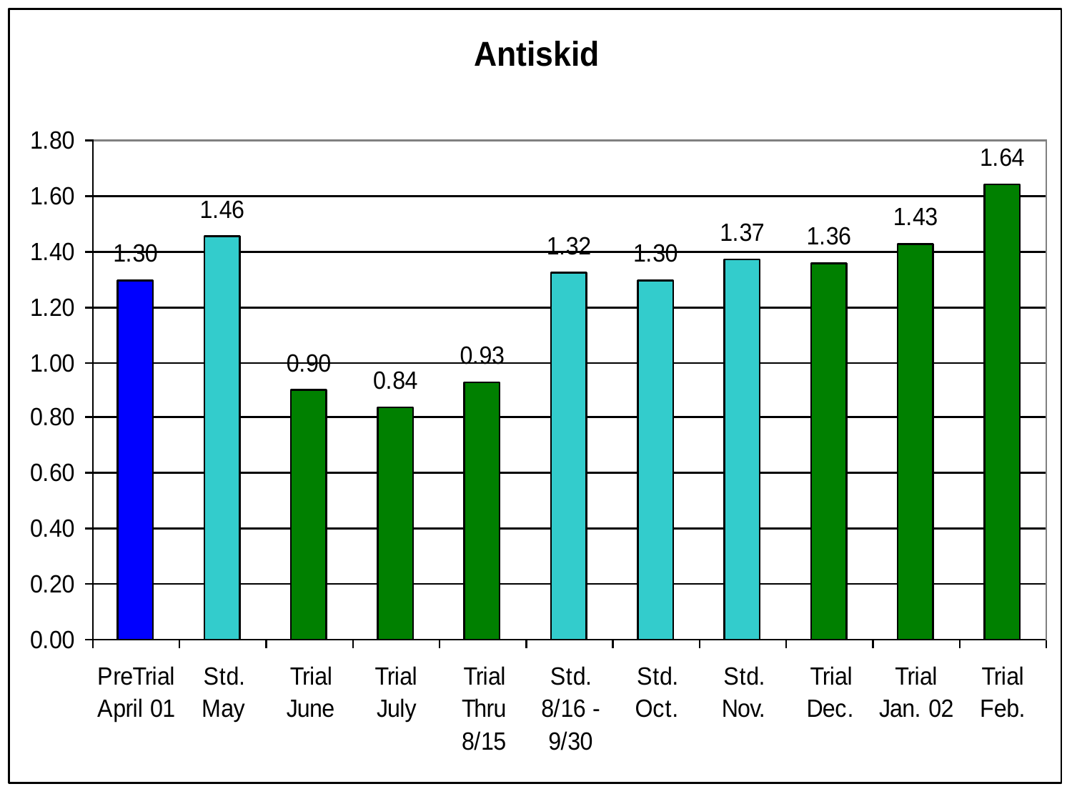# Antiskid

| Period | Value |
|---|---|
| PreTrial April 01 | 1.30 |
| Std. May | 1.46 |
| Trial June | 0.90 |
| Trial July | 0.84 |
| Trial Thru 8/15 | 0.93 |
| Std. 8/16 - 9/30 | 1.32 |
| Std. Oct. | 1.30 |
| Std. Nov. | 1.37 |
| Trial Dec. | 1.36 |
| Trial Jan. 02 | 1.43 |
| Trial Feb. | 1.64 |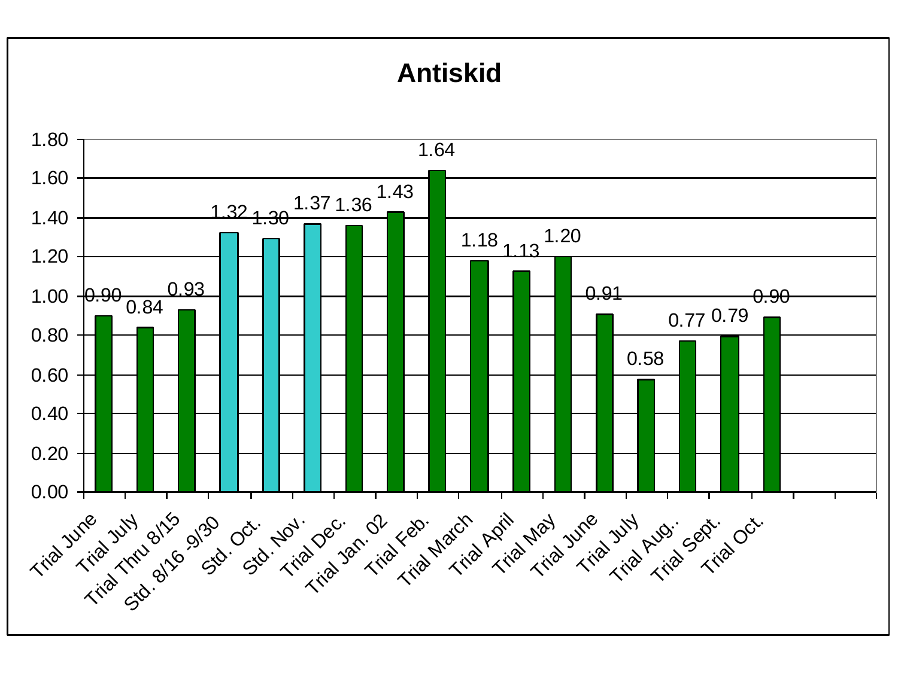# Antiskid

| Period | Value |
|---|---|
| Trial June | 0.90 |
| Trial July | 0.84 |
| Trial Thru 8/15 | 0.93 |
| Std. 8/16 -9/30 | 1.32 |
| Std. Oct. | 1.30 |
| Std. Nov. | 1.37 |
| Trial Dec. | 1.36 |
| Trial Jan. 02 | 1.43 |
| Trial Feb. | 1.64 |
| Trial March | 1.18 |
| Trial April | 1.13 |
| Trial May | 1.20 |
| Trial June | 0.91 |
| Trial July | 0.58 |
| Trial Aug.. | 0.77 |
| Trial Sept. | 0.79 |
| Trial Oct. | 0.90 |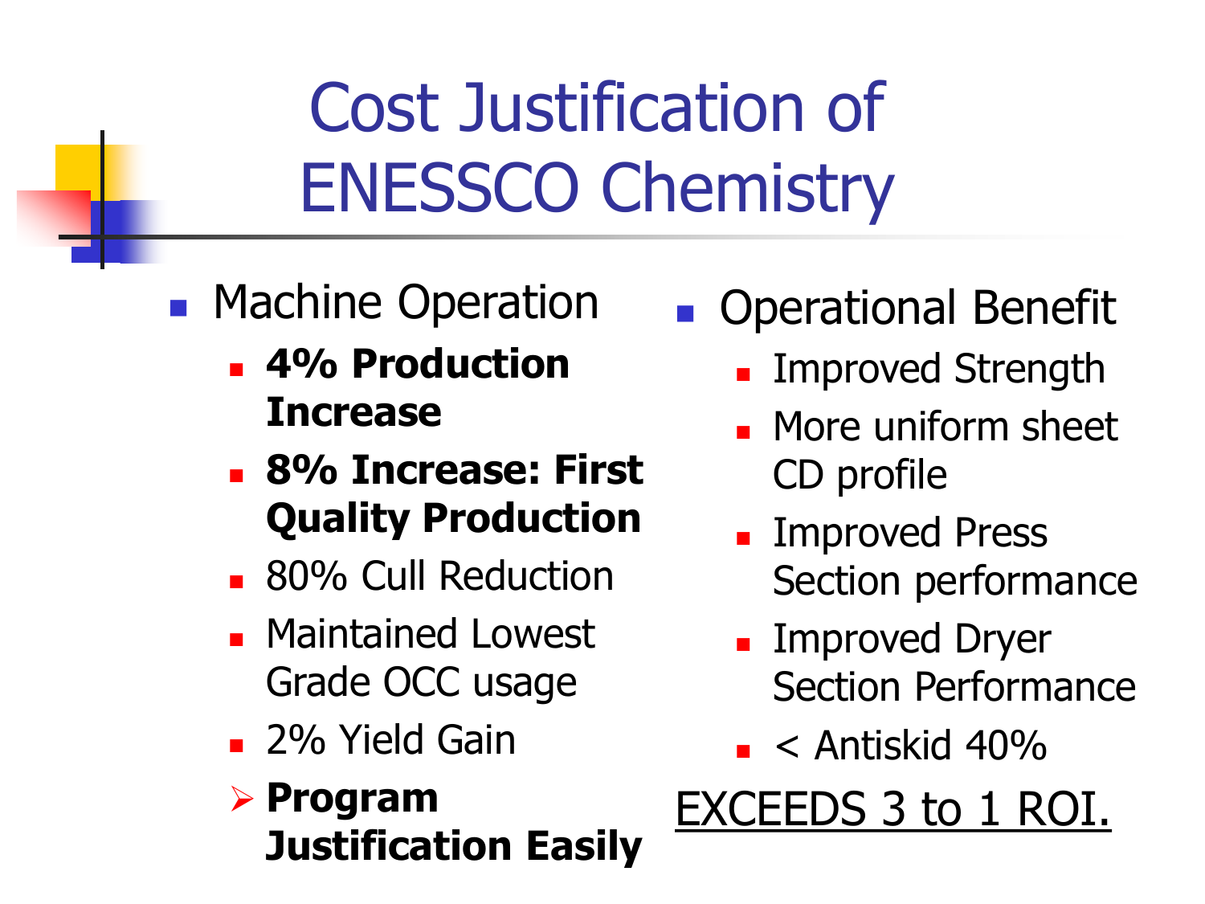# Cost Justification of ENESSCO Chemistry

- Machine Operation
  - **4% Production Increase**
  - **8% Increase: First Quality Production**
  - 80% Cull Reduction
  - Maintained Lowest Grade OCC usage
  - 2% Yield Gain
  - **Program Justification Easily**

- Operational Benefit
  - Improved Strength
  - More uniform sheet CD profile
  - Improved Press Section performance
  - Improved Dryer Section Performance
  - < Antiskid 40%

<u>EXCEEDS 3 to 1 ROI.</u>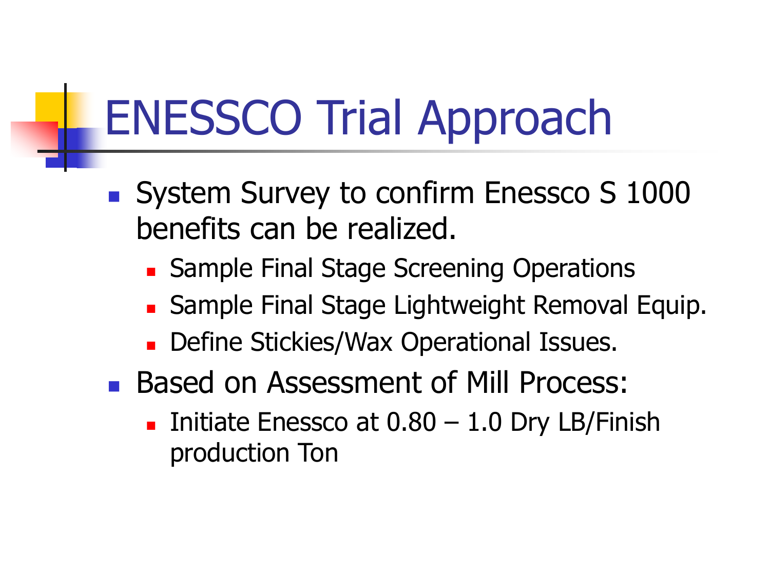# ENESSCO Trial Approach

- System Survey to confirm Enessco S 1000 benefits can be realized.
  - Sample Final Stage Screening Operations
  - Sample Final Stage Lightweight Removal Equip.
  - Define Stickies/Wax Operational Issues.
- Based on Assessment of Mill Process:
  - Initiate Enessco at 0.80 – 1.0 Dry LB/Finish production Ton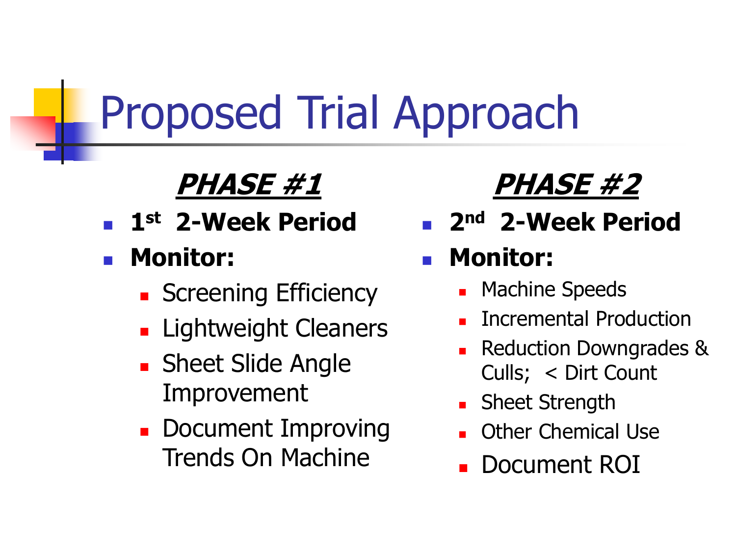# Proposed Trial Approach

## ***PHASE #1***

- **1st 2-Week Period**
- **Monitor:**
  - Screening Efficiency
  - Lightweight Cleaners
  - Sheet Slide Angle Improvement
  - Document Improving Trends On Machine

## ***PHASE #2***

- **2nd 2-Week Period**
- **Monitor:**
  - Machine Speeds
  - Incremental Production
  - Reduction Downgrades & Culls; < Dirt Count
  - Sheet Strength
  - Other Chemical Use
  - Document ROI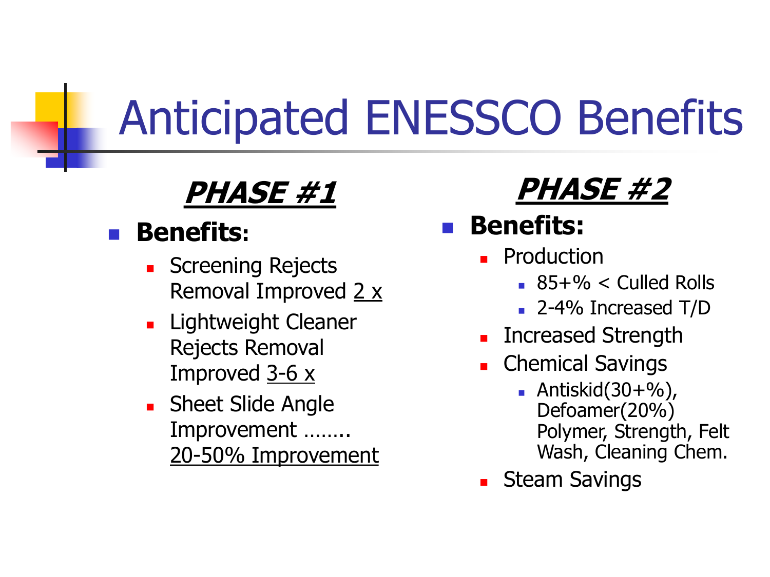# Anticipated ENESSCO Benefits

## ***<u>PHASE #1</u>***

- **Benefits:**
  - Screening Rejects Removal Improved <u>2 x</u>
  - Lightweight Cleaner Rejects Removal Improved <u>3-6 x</u>
  - Sheet Slide Angle Improvement …….. <u>20-50% Improvement</u>

## ***<u>PHASE #2</u>***

- **Benefits:**
  - Production
    - 85+% < Culled Rolls
    - 2-4% Increased T/D
  - Increased Strength
  - Chemical Savings
    - Antiskid(30+%), Defoamer(20%) Polymer, Strength, Felt Wash, Cleaning Chem.
  - Steam Savings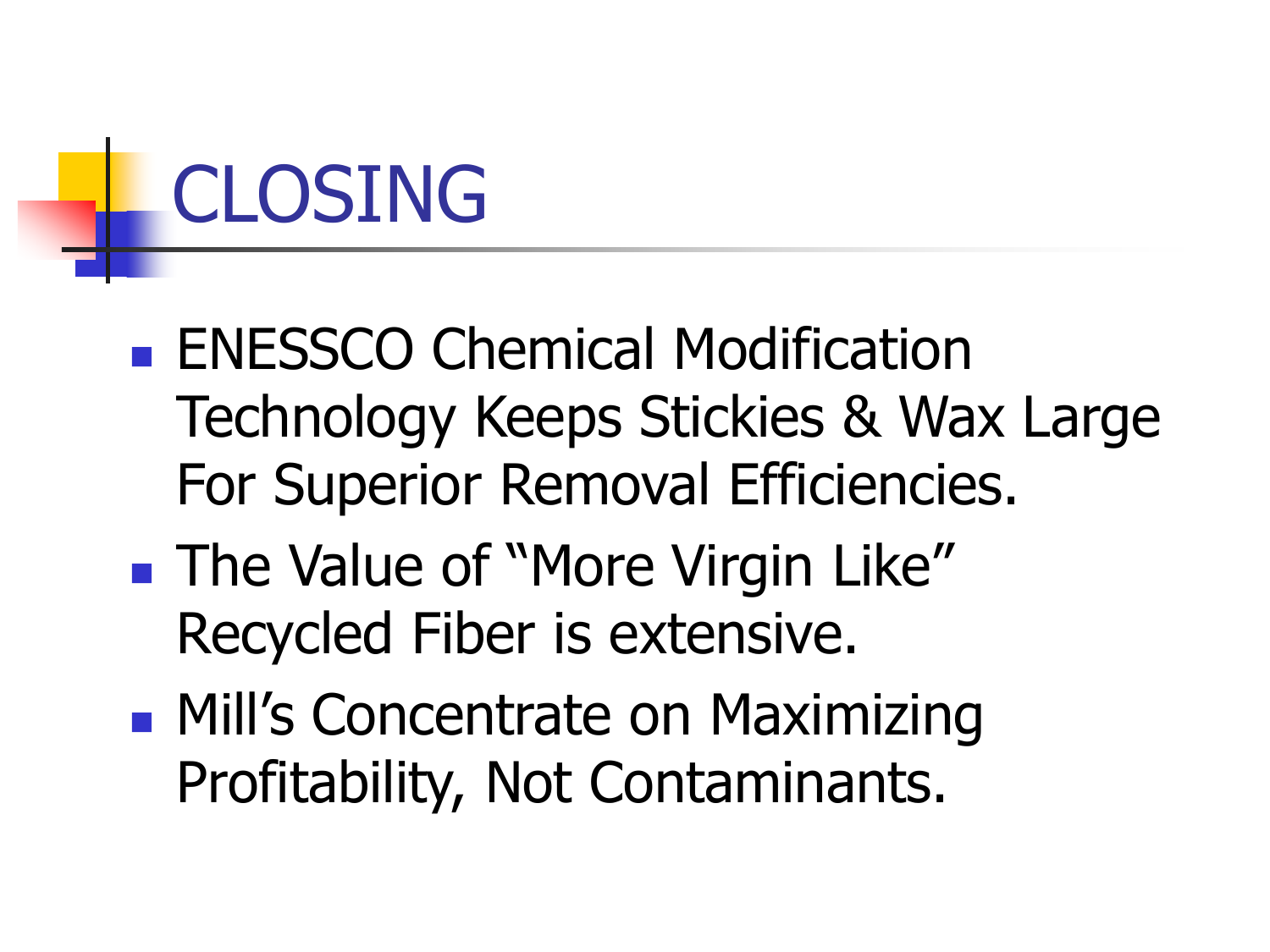# CLOSING

- ENESSCO Chemical Modification Technology Keeps Stickies & Wax Large For Superior Removal Efficiencies.
- The Value of "More Virgin Like" Recycled Fiber is extensive.
- Mill's Concentrate on Maximizing Profitability, Not Contaminants.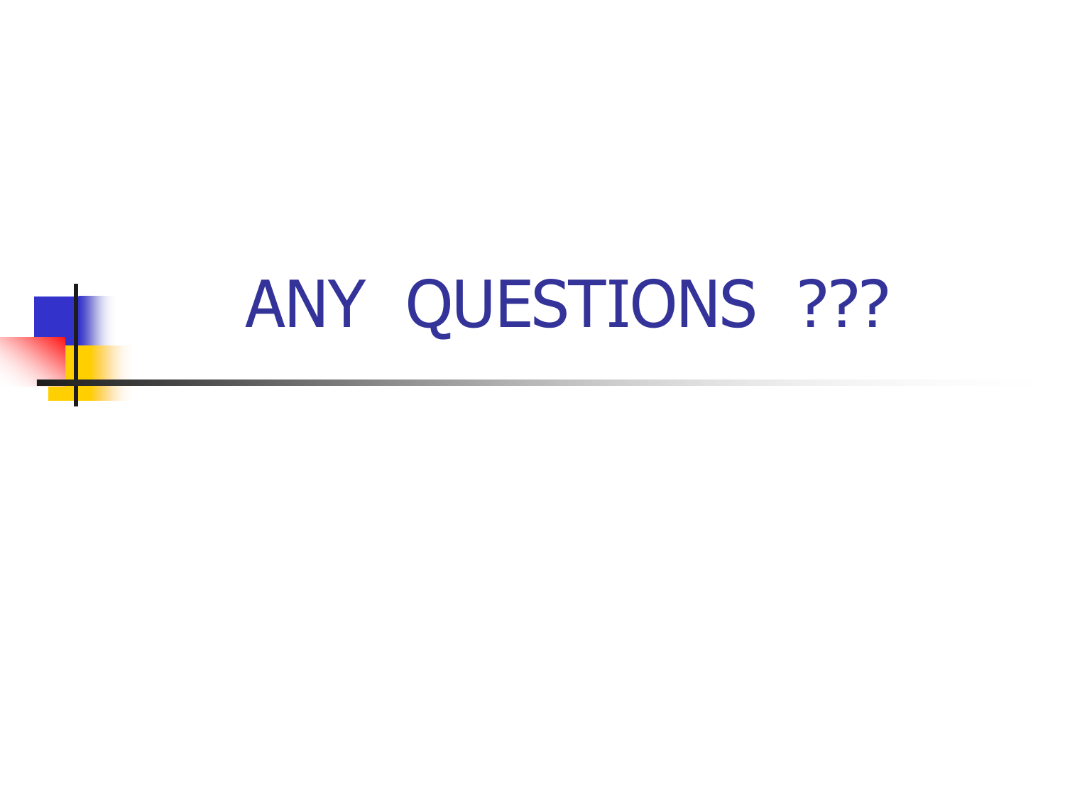# ANY QUESTIONS ???